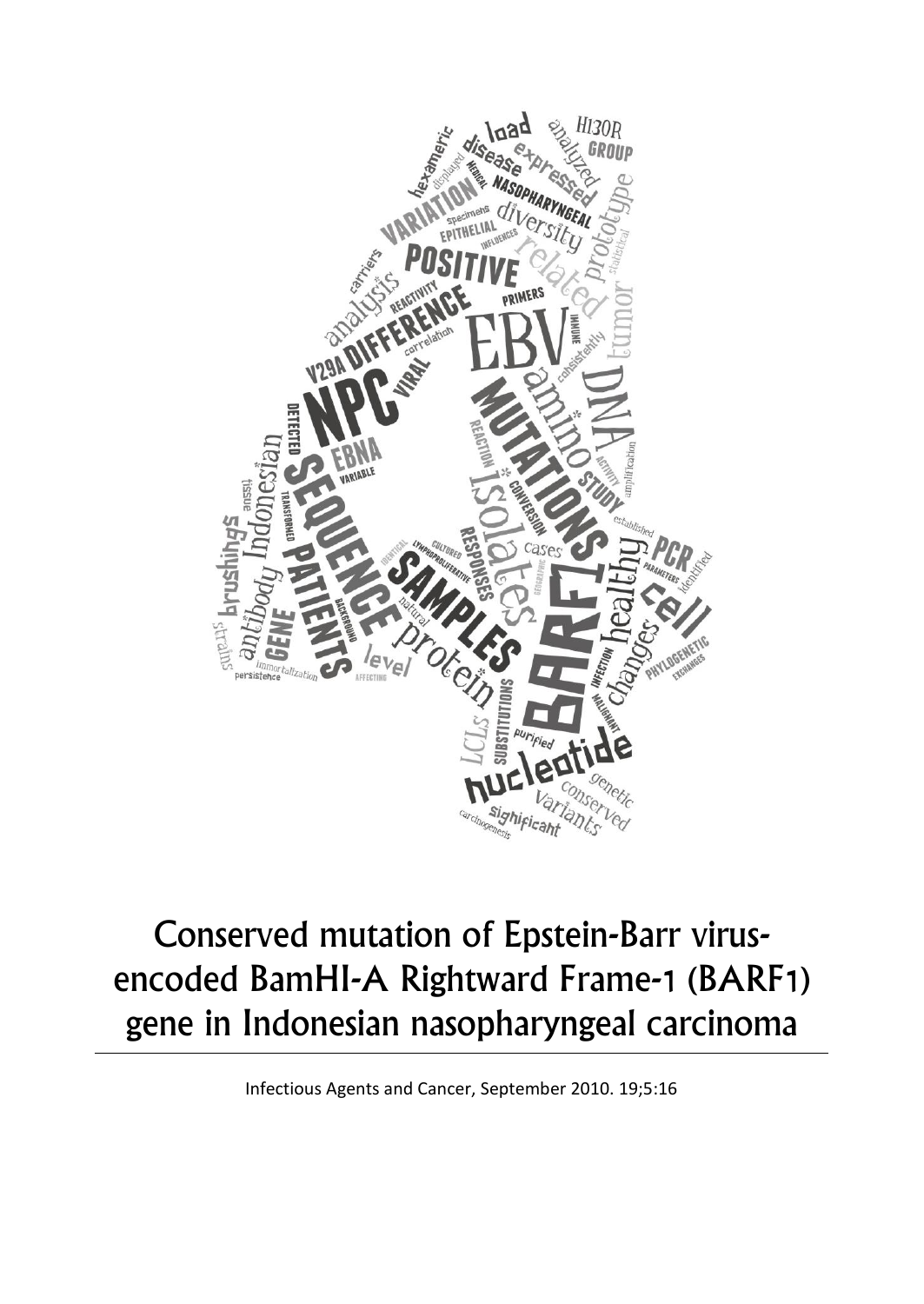# Conserved mutation of Epstein-Barr virus-encoded BamHI-A Rightward Frame-1 (BARF1) gene in Indonesian nasopharyngeal carcinoma

Infectious Agents and Cancer, September 2010. 19;5:16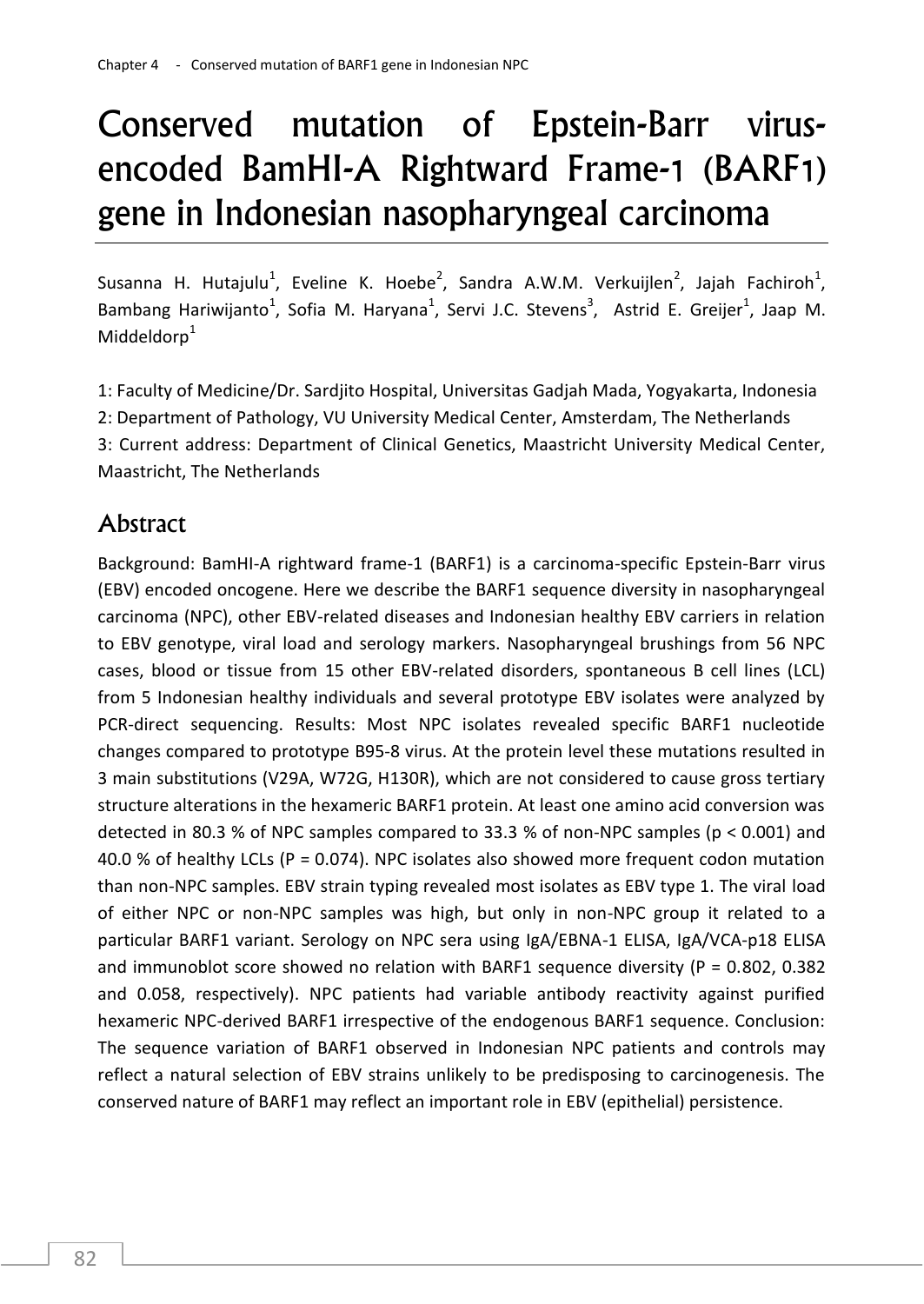# Conserved mutation of Epstein-Barr virus-encoded BamHI-A Rightward Frame-1 (BARF1) gene in Indonesian nasopharyngeal carcinoma

Susanna H. Hutajulu[1], Eveline K. Hoebe[2], Sandra A.W.M. Verkuijlen[2], Jajah Fachiroh[1], Bambang Hariwijanto[1], Sofia M. Haryana[1], Servi J.C. Stevens[3], Astrid E. Greijer[1], Jaap M. Middeldorp[1]

1: Faculty of Medicine/Dr. Sardjito Hospital, Universitas Gadjah Mada, Yogyakarta, Indonesia
2: Department of Pathology, VU University Medical Center, Amsterdam, The Netherlands
3: Current address: Department of Clinical Genetics, Maastricht University Medical Center, Maastricht, The Netherlands

## Abstract

Background: BamHI-A rightward frame-1 (BARF1) is a carcinoma-specific Epstein-Barr virus (EBV) encoded oncogene. Here we describe the BARF1 sequence diversity in nasopharyngeal carcinoma (NPC), other EBV-related diseases and Indonesian healthy EBV carriers in relation to EBV genotype, viral load and serology markers. Nasopharyngeal brushings from 56 NPC cases, blood or tissue from 15 other EBV-related disorders, spontaneous B cell lines (LCL) from 5 Indonesian healthy individuals and several prototype EBV isolates were analyzed by PCR-direct sequencing. Results: Most NPC isolates revealed specific BARF1 nucleotide changes compared to prototype B95-8 virus. At the protein level these mutations resulted in 3 main substitutions (V29A, W72G, H130R), which are not considered to cause gross tertiary structure alterations in the hexameric BARF1 protein. At least one amino acid conversion was detected in 80.3 % of NPC samples compared to 33.3 % of non-NPC samples ($p < 0.001$) and 40.0 % of healthy LCLs ($P = 0.074$). NPC isolates also showed more frequent codon mutation than non-NPC samples. EBV strain typing revealed most isolates as EBV type 1. The viral load of either NPC or non-NPC samples was high, but only in non-NPC group it related to a particular BARF1 variant. Serology on NPC sera using IgA/EBNA-1 ELISA, IgA/VCA-p18 ELISA and immunoblot score showed no relation with BARF1 sequence diversity ($P = 0.802$, $0.382$ and $0.058$, respectively). NPC patients had variable antibody reactivity against purified hexameric NPC-derived BARF1 irrespective of the endogenous BARF1 sequence. Conclusion: The sequence variation of BARF1 observed in Indonesian NPC patients and controls may reflect a natural selection of EBV strains unlikely to be predisposing to carcinogenesis. The conserved nature of BARF1 may reflect an important role in EBV (epithelial) persistence.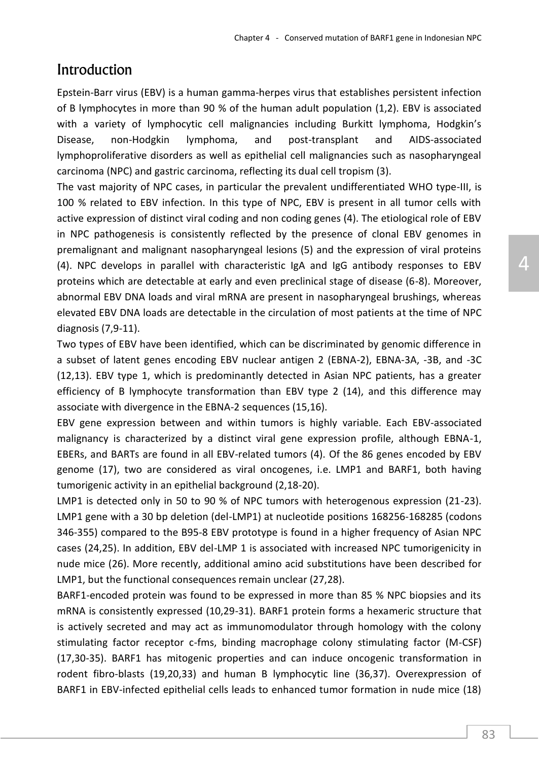# Introduction

Epstein-Barr virus (EBV) is a human gamma-herpes virus that establishes persistent infection of B lymphocytes in more than 90 % of the human adult population (1,2). EBV is associated with a variety of lymphocytic cell malignancies including Burkitt lymphoma, Hodgkin's Disease, non-Hodgkin lymphoma, and post-transplant and AIDS-associated lymphoproliferative disorders as well as epithelial cell malignancies such as nasopharyngeal carcinoma (NPC) and gastric carcinoma, reflecting its dual cell tropism (3).

The vast majority of NPC cases, in particular the prevalent undifferentiated WHO type-III, is 100 % related to EBV infection. In this type of NPC, EBV is present in all tumor cells with active expression of distinct viral coding and non coding genes (4). The etiological role of EBV in NPC pathogenesis is consistently reflected by the presence of clonal EBV genomes in premalignant and malignant nasopharyngeal lesions (5) and the expression of viral proteins (4). NPC develops in parallel with characteristic IgA and IgG antibody responses to EBV proteins which are detectable at early and even preclinical stage of disease (6-8). Moreover, abnormal EBV DNA loads and viral mRNA are present in nasopharyngeal brushings, whereas elevated EBV DNA loads are detectable in the circulation of most patients at the time of NPC diagnosis (7,9-11).

Two types of EBV have been identified, which can be discriminated by genomic difference in a subset of latent genes encoding EBV nuclear antigen 2 (EBNA-2), EBNA-3A, -3B, and -3C (12,13). EBV type 1, which is predominantly detected in Asian NPC patients, has a greater efficiency of B lymphocyte transformation than EBV type 2 (14), and this difference may associate with divergence in the EBNA-2 sequences (15,16).

EBV gene expression between and within tumors is highly variable. Each EBV-associated malignancy is characterized by a distinct viral gene expression profile, although EBNA-1, EBERs, and BARTs are found in all EBV-related tumors (4). Of the 86 genes encoded by EBV genome (17), two are considered as viral oncogenes, i.e. LMP1 and BARF1, both having tumorigenic activity in an epithelial background (2,18-20).

LMP1 is detected only in 50 to 90 % of NPC tumors with heterogenous expression (21-23). LMP1 gene with a 30 bp deletion (del-LMP1) at nucleotide positions 168256-168285 (codons 346-355) compared to the B95-8 EBV prototype is found in a higher frequency of Asian NPC cases (24,25). In addition, EBV del-LMP 1 is associated with increased NPC tumorigenicity in nude mice (26). More recently, additional amino acid substitutions have been described for LMP1, but the functional consequences remain unclear (27,28).

BARF1-encoded protein was found to be expressed in more than 85 % NPC biopsies and its mRNA is consistently expressed (10,29-31). BARF1 protein forms a hexameric structure that is actively secreted and may act as immunomodulator through homology with the colony stimulating factor receptor c-fms, binding macrophage colony stimulating factor (M-CSF) (17,30-35). BARF1 has mitogenic properties and can induce oncogenic transformation in rodent fibro-blasts (19,20,33) and human B lymphocytic line (36,37). Overexpression of BARF1 in EBV-infected epithelial cells leads to enhanced tumor formation in nude mice (18)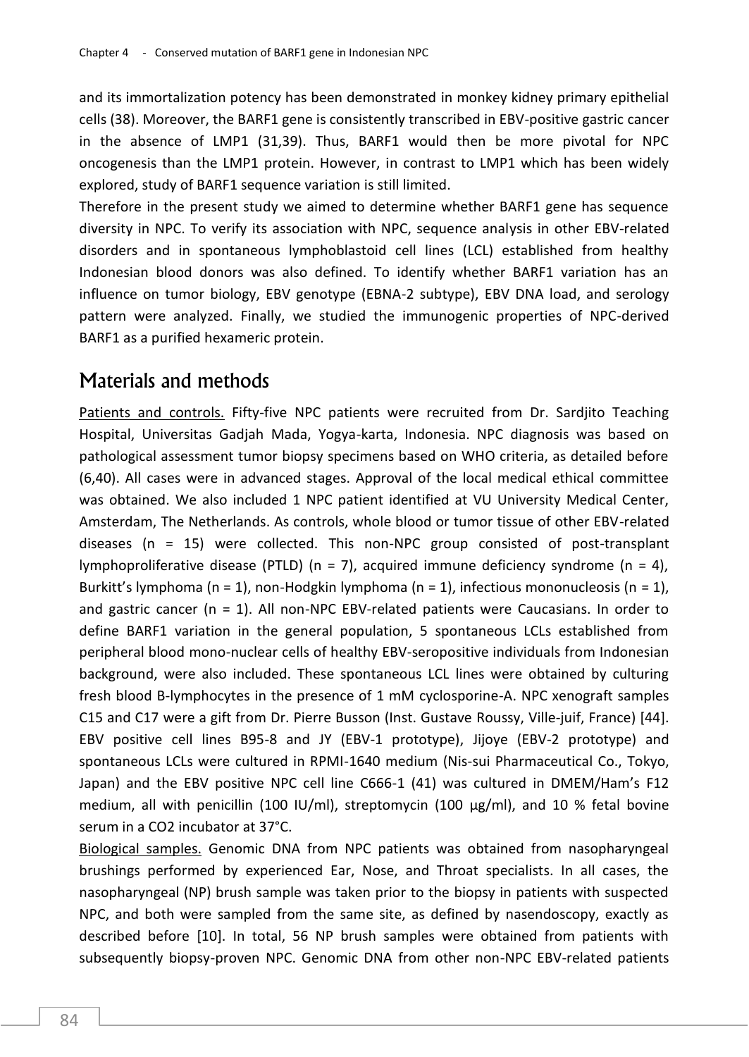and its immortalization potency has been demonstrated in monkey kidney primary epithelial cells (38). Moreover, the BARF1 gene is consistently transcribed in EBV-positive gastric cancer in the absence of LMP1 (31,39). Thus, BARF1 would then be more pivotal for NPC oncogenesis than the LMP1 protein. However, in contrast to LMP1 which has been widely explored, study of BARF1 sequence variation is still limited.

Therefore in the present study we aimed to determine whether BARF1 gene has sequence diversity in NPC. To verify its association with NPC, sequence analysis in other EBV-related disorders and in spontaneous lymphoblastoid cell lines (LCL) established from healthy Indonesian blood donors was also defined. To identify whether BARF1 variation has an influence on tumor biology, EBV genotype (EBNA-2 subtype), EBV DNA load, and serology pattern were analyzed. Finally, we studied the immunogenic properties of NPC-derived BARF1 as a purified hexameric protein.

## Materials and methods

Patients and controls. Fifty-five NPC patients were recruited from Dr. Sardjito Teaching Hospital, Universitas Gadjah Mada, Yogya-karta, Indonesia. NPC diagnosis was based on pathological assessment tumor biopsy specimens based on WHO criteria, as detailed before (6,40). All cases were in advanced stages. Approval of the local medical ethical committee was obtained. We also included 1 NPC patient identified at VU University Medical Center, Amsterdam, The Netherlands. As controls, whole blood or tumor tissue of other EBV-related diseases (n = 15) were collected. This non-NPC group consisted of post-transplant lymphoproliferative disease (PTLD) (n = 7), acquired immune deficiency syndrome (n = 4), Burkitt's lymphoma (n = 1), non-Hodgkin lymphoma (n = 1), infectious mononucleosis (n = 1), and gastric cancer (n = 1). All non-NPC EBV-related patients were Caucasians. In order to define BARF1 variation in the general population, 5 spontaneous LCLs established from peripheral blood mono-nuclear cells of healthy EBV-seropositive individuals from Indonesian background, were also included. These spontaneous LCL lines were obtained by culturing fresh blood B-lymphocytes in the presence of 1 mM cyclosporine-A. NPC xenograft samples C15 and C17 were a gift from Dr. Pierre Busson (Inst. Gustave Roussy, Ville-juif, France) [44]. EBV positive cell lines B95-8 and JY (EBV-1 prototype), Jijoye (EBV-2 prototype) and spontaneous LCLs were cultured in RPMI-1640 medium (Nis-sui Pharmaceutical Co., Tokyo, Japan) and the EBV positive NPC cell line C666-1 (41) was cultured in DMEM/Ham's F12 medium, all with penicillin (100 IU/ml), streptomycin (100 µg/ml), and 10 % fetal bovine serum in a $CO_2$ incubator at 37°C.

Biological samples. Genomic DNA from NPC patients was obtained from nasopharyngeal brushings performed by experienced Ear, Nose, and Throat specialists. In all cases, the nasopharyngeal (NP) brush sample was taken prior to the biopsy in patients with suspected NPC, and both were sampled from the same site, as defined by nasendoscopy, exactly as described before [10]. In total, 56 NP brush samples were obtained from patients with subsequently biopsy-proven NPC. Genomic DNA from other non-NPC EBV-related patients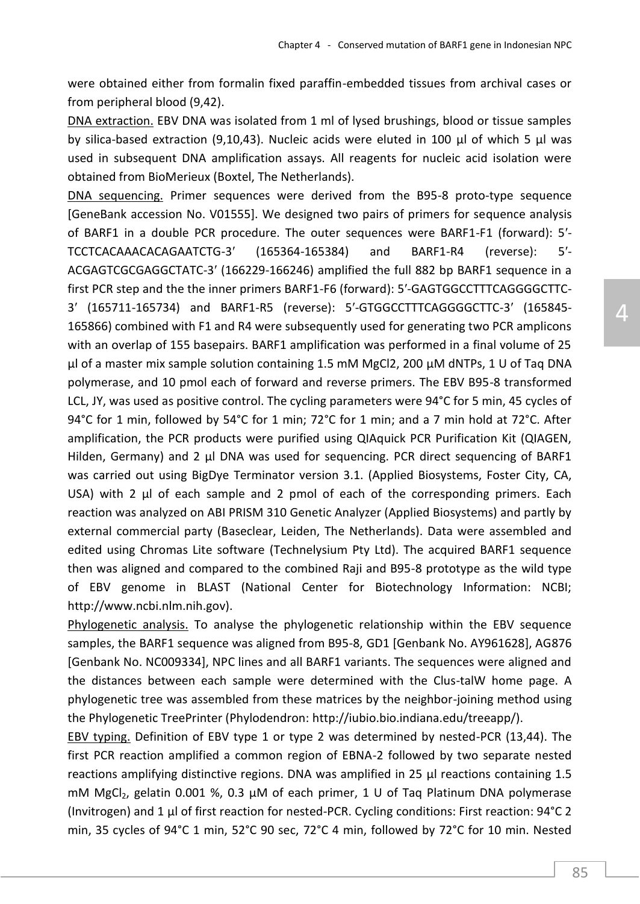were obtained either from formalin fixed paraffin-embedded tissues from archival cases or from peripheral blood (9,42).

DNA extraction. EBV DNA was isolated from 1 ml of lysed brushings, blood or tissue samples by silica-based extraction (9,10,43). Nucleic acids were eluted in 100 µl of which 5 µl was used in subsequent DNA amplification assays. All reagents for nucleic acid isolation were obtained from BioMerieux (Boxtel, The Netherlands).

DNA sequencing. Primer sequences were derived from the B95-8 proto-type sequence [GeneBank accession No. V01555]. We designed two pairs of primers for sequence analysis of BARF1 in a double PCR procedure. The outer sequences were BARF1-F1 (forward): 5′-TCCTCACAAACACAGAATCTG-3′ (165364-165384) and BARF1-R4 (reverse): 5′-ACGAGTCGCGAGGCTATC-3′ (166229-166246) amplified the full 882 bp BARF1 sequence in a first PCR step and the the inner primers BARF1-F6 (forward): 5′-GAGTGGCCTTTCAGGGGCTTC-3′ (165711-165734) and BARF1-R5 (reverse): 5′-GTGGCCTTTCAGGGGCTTC-3′ (165845-165866) combined with F1 and R4 were subsequently used for generating two PCR amplicons with an overlap of 155 basepairs. BARF1 amplification was performed in a final volume of 25 µl of a master mix sample solution containing 1.5 mM MgCl2, 200 µM dNTPs, 1 U of Taq DNA polymerase, and 10 pmol each of forward and reverse primers. The EBV B95-8 transformed LCL, JY, was used as positive control. The cycling parameters were 94°C for 5 min, 45 cycles of 94°C for 1 min, followed by 54°C for 1 min; 72°C for 1 min; and a 7 min hold at 72°C. After amplification, the PCR products were purified using QIAquick PCR Purification Kit (QIAGEN, Hilden, Germany) and 2 µl DNA was used for sequencing. PCR direct sequencing of BARF1 was carried out using BigDye Terminator version 3.1. (Applied Biosystems, Foster City, CA, USA) with 2 µl of each sample and 2 pmol of each of the corresponding primers. Each reaction was analyzed on ABI PRISM 310 Genetic Analyzer (Applied Biosystems) and partly by external commercial party (Baseclear, Leiden, The Netherlands). Data were assembled and edited using Chromas Lite software (Technelysium Pty Ltd). The acquired BARF1 sequence then was aligned and compared to the combined Raji and B95-8 prototype as the wild type of EBV genome in BLAST (National Center for Biotechnology Information: NCBI; http://www.ncbi.nlm.nih.gov).

Phylogenetic analysis. To analyse the phylogenetic relationship within the EBV sequence samples, the BARF1 sequence was aligned from B95-8, GD1 [Genbank No. AY961628], AG876 [Genbank No. NC009334], NPC lines and all BARF1 variants. The sequences were aligned and the distances between each sample were determined with the Clus-talW home page. A phylogenetic tree was assembled from these matrices by the neighbor-joining method using the Phylogenetic TreePrinter (Phylodendron: http://iubio.bio.indiana.edu/treeapp/).

EBV typing. Definition of EBV type 1 or type 2 was determined by nested-PCR (13,44). The first PCR reaction amplified a common region of EBNA-2 followed by two separate nested reactions amplifying distinctive regions. DNA was amplified in 25 µl reactions containing 1.5 mM $MgCl_2$, gelatin 0.001 %, 0.3 µM of each primer, 1 U of Taq Platinum DNA polymerase (Invitrogen) and 1 µl of first reaction for nested-PCR. Cycling conditions: First reaction: 94°C 2 min, 35 cycles of 94°C 1 min, 52°C 90 sec, 72°C 4 min, followed by 72°C for 10 min. Nested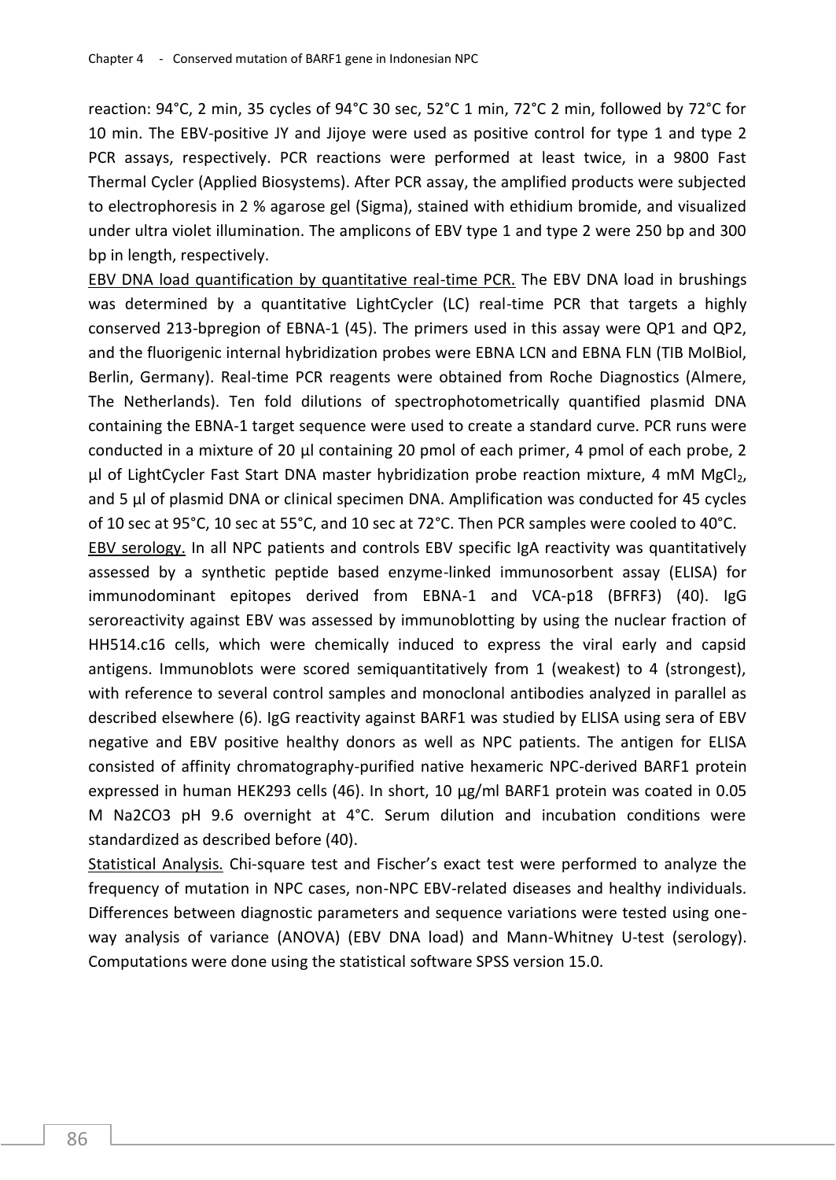reaction: 94°C, 2 min, 35 cycles of 94°C 30 sec, 52°C 1 min, 72°C 2 min, followed by 72°C for 10 min. The EBV-positive JY and Jijoye were used as positive control for type 1 and type 2 PCR assays, respectively. PCR reactions were performed at least twice, in a 9800 Fast Thermal Cycler (Applied Biosystems). After PCR assay, the amplified products were subjected to electrophoresis in 2 % agarose gel (Sigma), stained with ethidium bromide, and visualized under ultra violet illumination. The amplicons of EBV type 1 and type 2 were 250 bp and 300 bp in length, respectively.

EBV DNA load quantification by quantitative real-time PCR. The EBV DNA load in brushings was determined by a quantitative LightCycler (LC) real-time PCR that targets a highly conserved 213-bpregion of EBNA-1 (45). The primers used in this assay were QP1 and QP2, and the fluorigenic internal hybridization probes were EBNA LCN and EBNA FLN (TIB MolBiol, Berlin, Germany). Real-time PCR reagents were obtained from Roche Diagnostics (Almere, The Netherlands). Ten fold dilutions of spectrophotometrically quantified plasmid DNA containing the EBNA-1 target sequence were used to create a standard curve. PCR runs were conducted in a mixture of 20 µl containing 20 pmol of each primer, 4 pmol of each probe, 2 µl of LightCycler Fast Start DNA master hybridization probe reaction mixture, 4 mM $MgCl_2$, and 5 µl of plasmid DNA or clinical specimen DNA. Amplification was conducted for 45 cycles of 10 sec at 95°C, 10 sec at 55°C, and 10 sec at 72°C. Then PCR samples were cooled to 40°C.

EBV serology. In all NPC patients and controls EBV specific IgA reactivity was quantitatively assessed by a synthetic peptide based enzyme-linked immunosorbent assay (ELISA) for immunodominant epitopes derived from EBNA-1 and VCA-p18 (BFRF3) (40). IgG seroreactivity against EBV was assessed by immunoblotting by using the nuclear fraction of HH514.c16 cells, which were chemically induced to express the viral early and capsid antigens. Immunoblots were scored semiquantitatively from 1 (weakest) to 4 (strongest), with reference to several control samples and monoclonal antibodies analyzed in parallel as described elsewhere (6). IgG reactivity against BARF1 was studied by ELISA using sera of EBV negative and EBV positive healthy donors as well as NPC patients. The antigen for ELISA consisted of affinity chromatography-purified native hexameric NPC-derived BARF1 protein expressed in human HEK293 cells (46). In short, 10 µg/ml BARF1 protein was coated in 0.05 M Na2CO3 pH 9.6 overnight at 4°C. Serum dilution and incubation conditions were standardized as described before (40).

Statistical Analysis. Chi-square test and Fischer's exact test were performed to analyze the frequency of mutation in NPC cases, non-NPC EBV-related diseases and healthy individuals. Differences between diagnostic parameters and sequence variations were tested using one-way analysis of variance (ANOVA) (EBV DNA load) and Mann-Whitney U-test (serology). Computations were done using the statistical software SPSS version 15.0.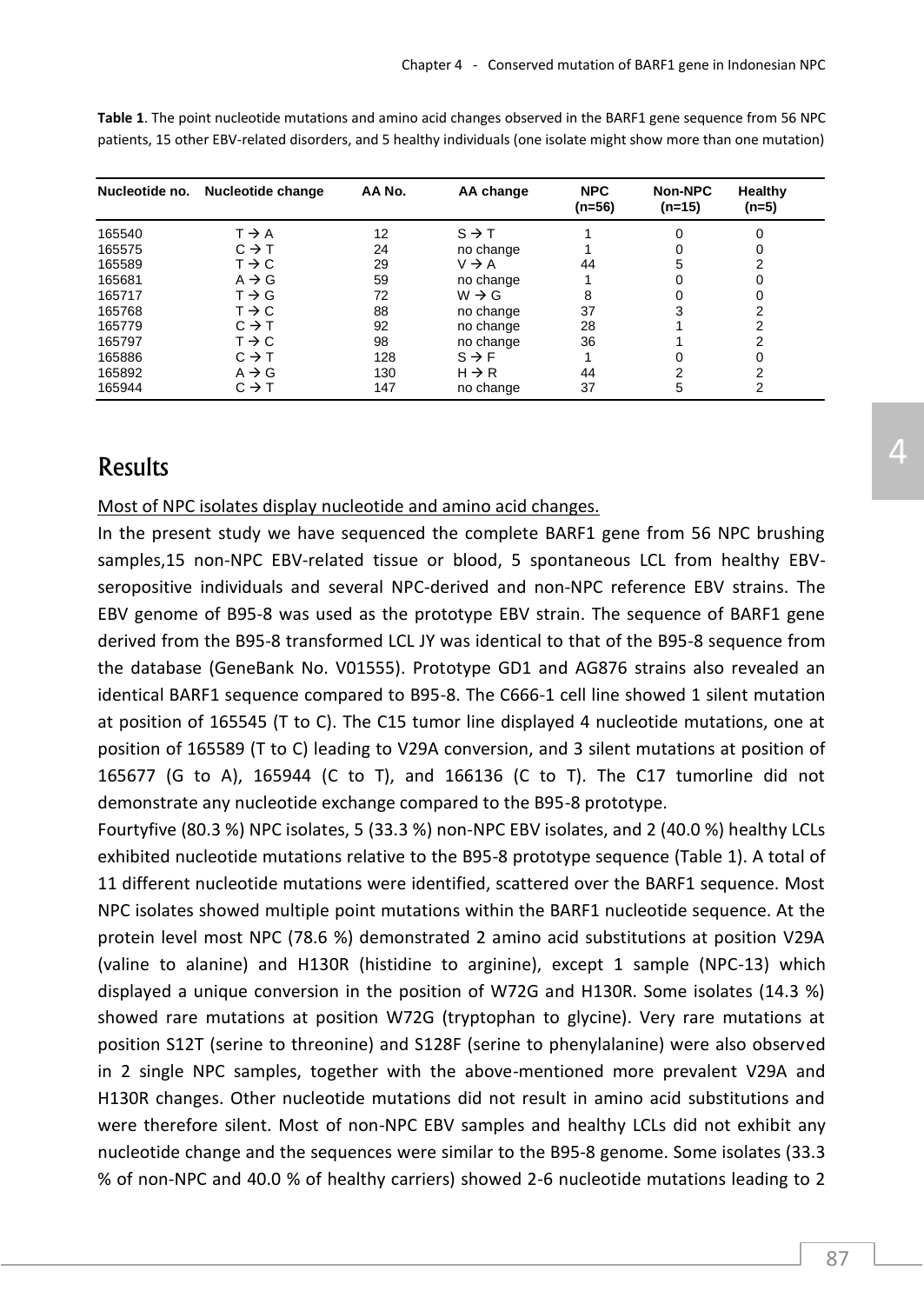**Table 1**. The point nucleotide mutations and amino acid changes observed in the BARF1 gene sequence from 56 NPC patients, 15 other EBV-related disorders, and 5 healthy individuals (one isolate might show more than one mutation)

| Nucleotide no. | Nucleotide change | AA No. | AA change | NPC (n=56) | Non-NPC (n=15) | Healthy (n=5) |
|---|---|---|---|---|---|---|
| 165540 | T → A | 12 | S → T | 1 | 0 | 0 |
| 165575 | C → T | 24 | no change | 1 | 0 | 0 |
| 165589 | T → C | 29 | V → A | 44 | 5 | 2 |
| 165681 | A → G | 59 | no change | 1 | 0 | 0 |
| 165717 | T → G | 72 | W → G | 8 | 0 | 0 |
| 165768 | T → C | 88 | no change | 37 | 3 | 2 |
| 165779 | C → T | 92 | no change | 28 | 1 | 2 |
| 165797 | T → C | 98 | no change | 36 | 1 | 2 |
| 165886 | C → T | 128 | S → F | 1 | 0 | 0 |
| 165892 | A → G | 130 | H → R | 44 | 2 | 2 |
| 165944 | C → T | 147 | no change | 37 | 5 | 2 |

## Results

Most of NPC isolates display nucleotide and amino acid changes.

In the present study we have sequenced the complete BARF1 gene from 56 NPC brushing samples,15 non-NPC EBV-related tissue or blood, 5 spontaneous LCL from healthy EBV-seropositive individuals and several NPC-derived and non-NPC reference EBV strains. The EBV genome of B95-8 was used as the prototype EBV strain. The sequence of BARF1 gene derived from the B95-8 transformed LCL JY was identical to that of the B95-8 sequence from the database (GeneBank No. V01555). Prototype GD1 and AG876 strains also revealed an identical BARF1 sequence compared to B95-8. The C666-1 cell line showed 1 silent mutation at position of 165545 (T to C). The C15 tumor line displayed 4 nucleotide mutations, one at position of 165589 (T to C) leading to V29A conversion, and 3 silent mutations at position of 165677 (G to A), 165944 (C to T), and 166136 (C to T). The C17 tumorline did not demonstrate any nucleotide exchange compared to the B95-8 prototype.

Fourtyfive (80.3 %) NPC isolates, 5 (33.3 %) non-NPC EBV isolates, and 2 (40.0 %) healthy LCLs exhibited nucleotide mutations relative to the B95-8 prototype sequence (Table 1). A total of 11 different nucleotide mutations were identified, scattered over the BARF1 sequence. Most NPC isolates showed multiple point mutations within the BARF1 nucleotide sequence. At the protein level most NPC (78.6 %) demonstrated 2 amino acid substitutions at position V29A (valine to alanine) and H130R (histidine to arginine), except 1 sample (NPC-13) which displayed a unique conversion in the position of W72G and H130R. Some isolates (14.3 %) showed rare mutations at position W72G (tryptophan to glycine). Very rare mutations at position S12T (serine to threonine) and S128F (serine to phenylalanine) were also observed in 2 single NPC samples, together with the above-mentioned more prevalent V29A and H130R changes. Other nucleotide mutations did not result in amino acid substitutions and were therefore silent. Most of non-NPC EBV samples and healthy LCLs did not exhibit any nucleotide change and the sequences were similar to the B95-8 genome. Some isolates (33.3 % of non-NPC and 40.0 % of healthy carriers) showed 2-6 nucleotide mutations leading to 2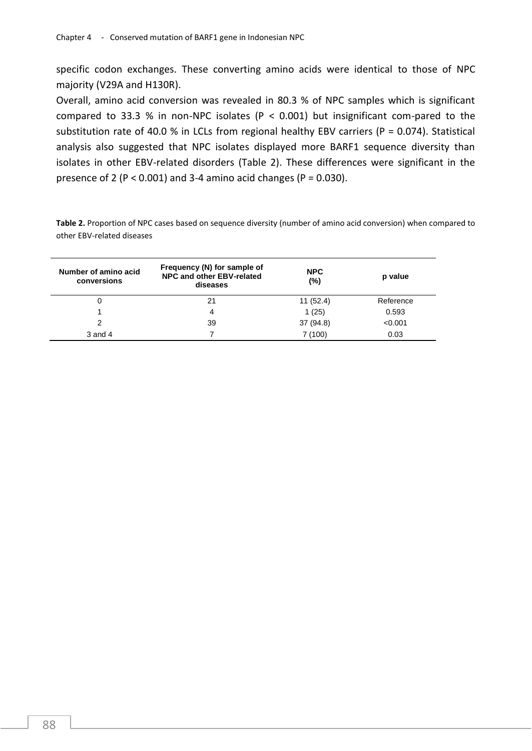specific codon exchanges. These converting amino acids were identical to those of NPC majority (V29A and H130R).

Overall, amino acid conversion was revealed in 80.3 % of NPC samples which is significant compared to 33.3 % in non-NPC isolates ($P < 0.001$) but insignificant com-pared to the substitution rate of 40.0 % in LCLs from regional healthy EBV carriers ($P = 0.074$). Statistical analysis also suggested that NPC isolates displayed more BARF1 sequence diversity than isolates in other EBV-related disorders (Table 2). These differences were significant in the presence of 2 ($P < 0.001$) and 3-4 amino acid changes ($P = 0.030$).

**Table 2.** Proportion of NPC cases based on sequence diversity (number of amino acid conversion) when compared to other EBV-related diseases

| Number of amino acid conversions | Frequency (N) for sample of NPC and other EBV-related diseases | NPC (%) | p value |
|---|---|---|---|
| 0 | 21 | 11 (52.4) | Reference |
| 1 | 4 | 1 (25) | 0.593 |
| 2 | 39 | 37 (94.8) | <0.001 |
| 3 and 4 | 7 | 7 (100) | 0.03 |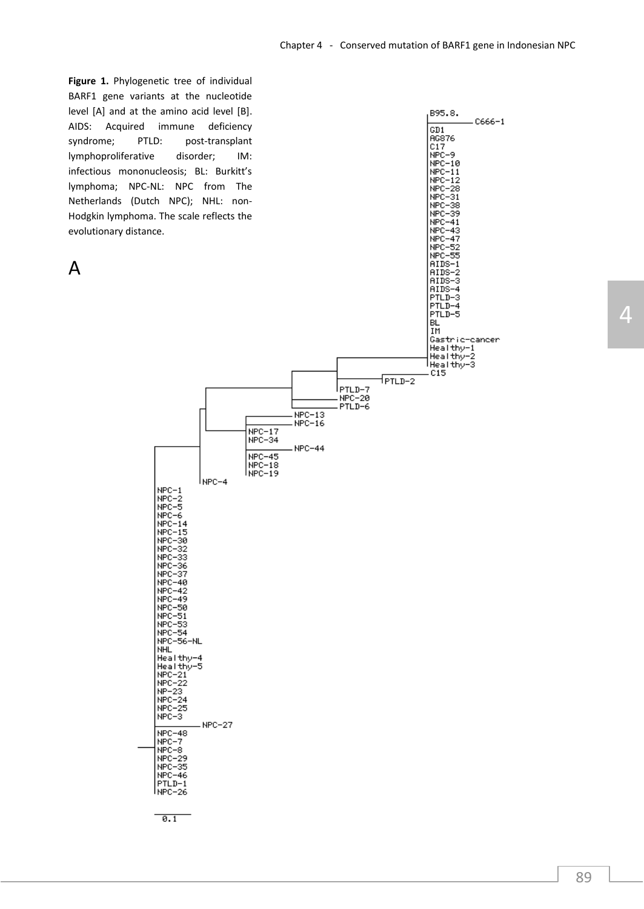**Figure 1.** Phylogenetic tree of individual BARF1 gene variants at the nucleotide level [A] and at the amino acid level [B]. AIDS: Acquired immune deficiency syndrome; PTLD: post-transplant lymphoproliferative disorder; IM: infectious mononucleosis; BL: Burkitt's lymphoma; NPC-NL: NPC from The Netherlands (Dutch NPC); NHL: non-Hodgkin lymphoma. The scale reflects the evolutionary distance.

A

B95.8.
C666-1
GD1
AG876
C17
NPC-9
NPC-10
NPC-11
NPC-12
NPC-28
NPC-31
NPC-38
NPC-39
NPC-41
NPC-43
NPC-47
NPC-52
NPC-55
AIDS-1
AIDS-2
AIDS-3
AIDS-4
PTLD-3
PTLD-4
PTLD-5
BL
IM
Gastric-cancer
Healthy-1
Healthy-2
Healthy-3
C15
PTLD-2
PTLD-7
NPC-20
PTLD-6
NPC-13
NPC-16
NPC-17
NPC-34
NPC-44
NPC-45
NPC-18
NPC-19
NPC-4
NPC-1
NPC-2
NPC-5
NPC-6
NPC-14
NPC-15
NPC-30
NPC-32
NPC-33
NPC-36
NPC-37
NPC-40
NPC-42
NPC-49
NPC-50
NPC-51
NPC-53
NPC-54
NPC-56-NL
NHL
Healthy-4
Healthy-5
NPC-21
NPC-22
NP-23
NPC-24
NPC-25
NPC-3
NPC-27
NPC-48
NPC-7
NPC-8
NPC-29
NPC-35
NPC-46
PTLD-1
NPC-26

0.1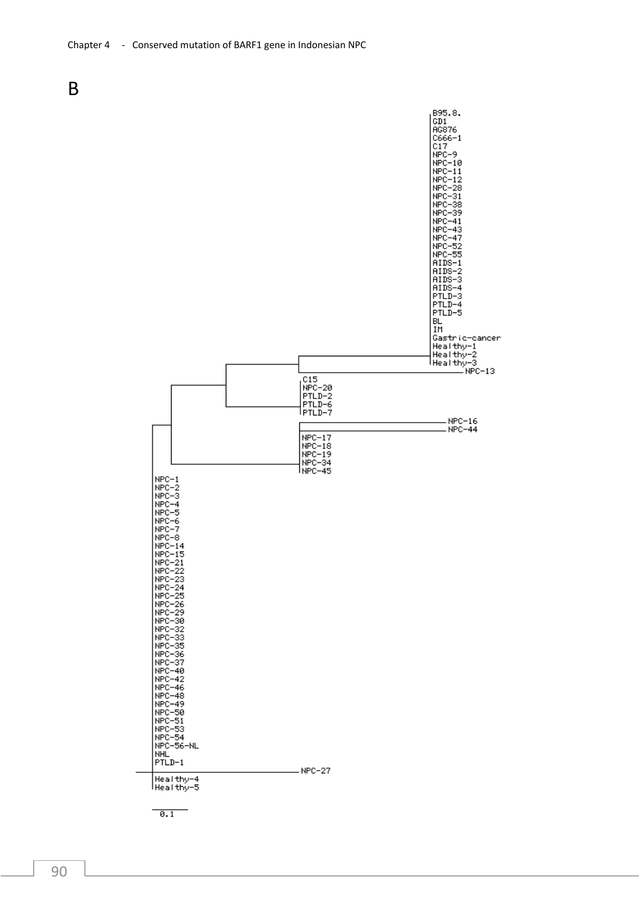B

B95.8.
GD1
AG876
C666-1
C17
NPC-9
NPC-10
NPC-11
NPC-12
NPC-28
NPC-31
NPC-38
NPC-39
NPC-41
NPC-43
NPC-47
NPC-52
NPC-55
AIDS-1
AIDS-2
AIDS-3
AIDS-4
PTLD-3
PTLD-4
PTLD-5
BL
IM
Gastric-cancer
Healthy-1
Healthy-2
Healthy-3
NPC-13
C15
NPC-20
PTLD-2
PTLD-6
PTLD-7
NPC-16
NPC-44
NPC-17
NPC-18
NPC-19
NPC-34
NPC-45
NPC-1
NPC-2
NPC-3
NPC-4
NPC-5
NPC-6
NPC-7
NPC-8
NPC-14
NPC-15
NPC-21
NPC-22
NPC-23
NPC-24
NPC-25
NPC-26
NPC-29
NPC-30
NPC-32
NPC-33
NPC-35
NPC-36
NPC-37
NPC-40
NPC-42
NPC-46
NPC-48
NPC-49
NPC-50
NPC-51
NPC-53
NPC-54
NPC-56-NL
NHL
PTLD-1
NPC-27
Healthy-4
Healthy-5

0.1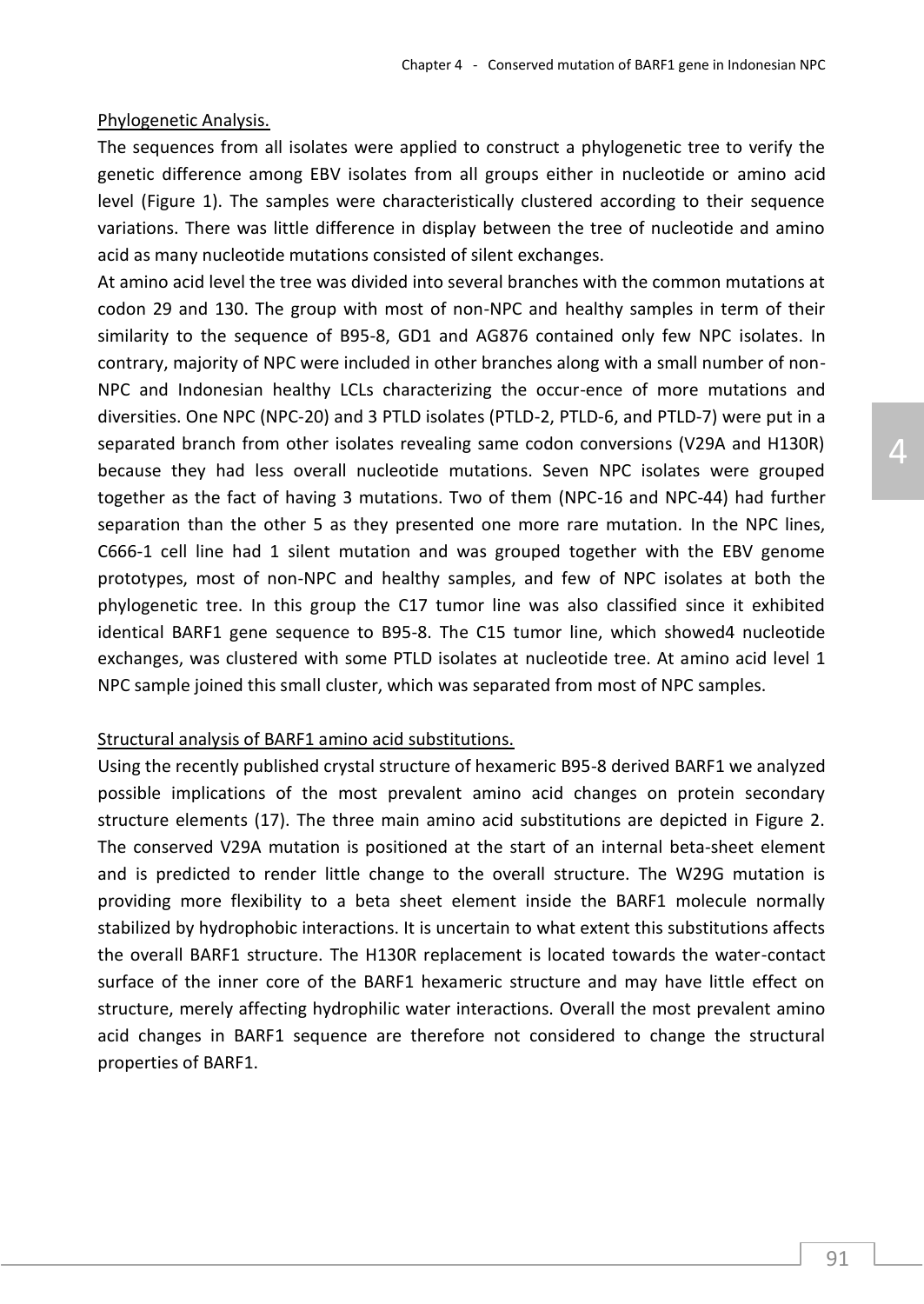Phylogenetic Analysis.

The sequences from all isolates were applied to construct a phylogenetic tree to verify the genetic difference among EBV isolates from all groups either in nucleotide or amino acid level (Figure 1). The samples were characteristically clustered according to their sequence variations. There was little difference in display between the tree of nucleotide and amino acid as many nucleotide mutations consisted of silent exchanges.

At amino acid level the tree was divided into several branches with the common mutations at codon 29 and 130. The group with most of non-NPC and healthy samples in term of their similarity to the sequence of B95-8, GD1 and AG876 contained only few NPC isolates. In contrary, majority of NPC were included in other branches along with a small number of non-NPC and Indonesian healthy LCLs characterizing the occur-ence of more mutations and diversities. One NPC (NPC-20) and 3 PTLD isolates (PTLD-2, PTLD-6, and PTLD-7) were put in a separated branch from other isolates revealing same codon conversions (V29A and H130R) because they had less overall nucleotide mutations. Seven NPC isolates were grouped together as the fact of having 3 mutations. Two of them (NPC-16 and NPC-44) had further separation than the other 5 as they presented one more rare mutation. In the NPC lines, C666-1 cell line had 1 silent mutation and was grouped together with the EBV genome prototypes, most of non-NPC and healthy samples, and few of NPC isolates at both the phylogenetic tree. In this group the C17 tumor line was also classified since it exhibited identical BARF1 gene sequence to B95-8. The C15 tumor line, which showed4 nucleotide exchanges, was clustered with some PTLD isolates at nucleotide tree. At amino acid level 1 NPC sample joined this small cluster, which was separated from most of NPC samples.

Structural analysis of BARF1 amino acid substitutions.

Using the recently published crystal structure of hexameric B95-8 derived BARF1 we analyzed possible implications of the most prevalent amino acid changes on protein secondary structure elements (17). The three main amino acid substitutions are depicted in Figure 2. The conserved V29A mutation is positioned at the start of an internal beta-sheet element and is predicted to render little change to the overall structure. The W29G mutation is providing more flexibility to a beta sheet element inside the BARF1 molecule normally stabilized by hydrophobic interactions. It is uncertain to what extent this substitutions affects the overall BARF1 structure. The H130R replacement is located towards the water-contact surface of the inner core of the BARF1 hexameric structure and may have little effect on structure, merely affecting hydrophilic water interactions. Overall the most prevalent amino acid changes in BARF1 sequence are therefore not considered to change the structural properties of BARF1.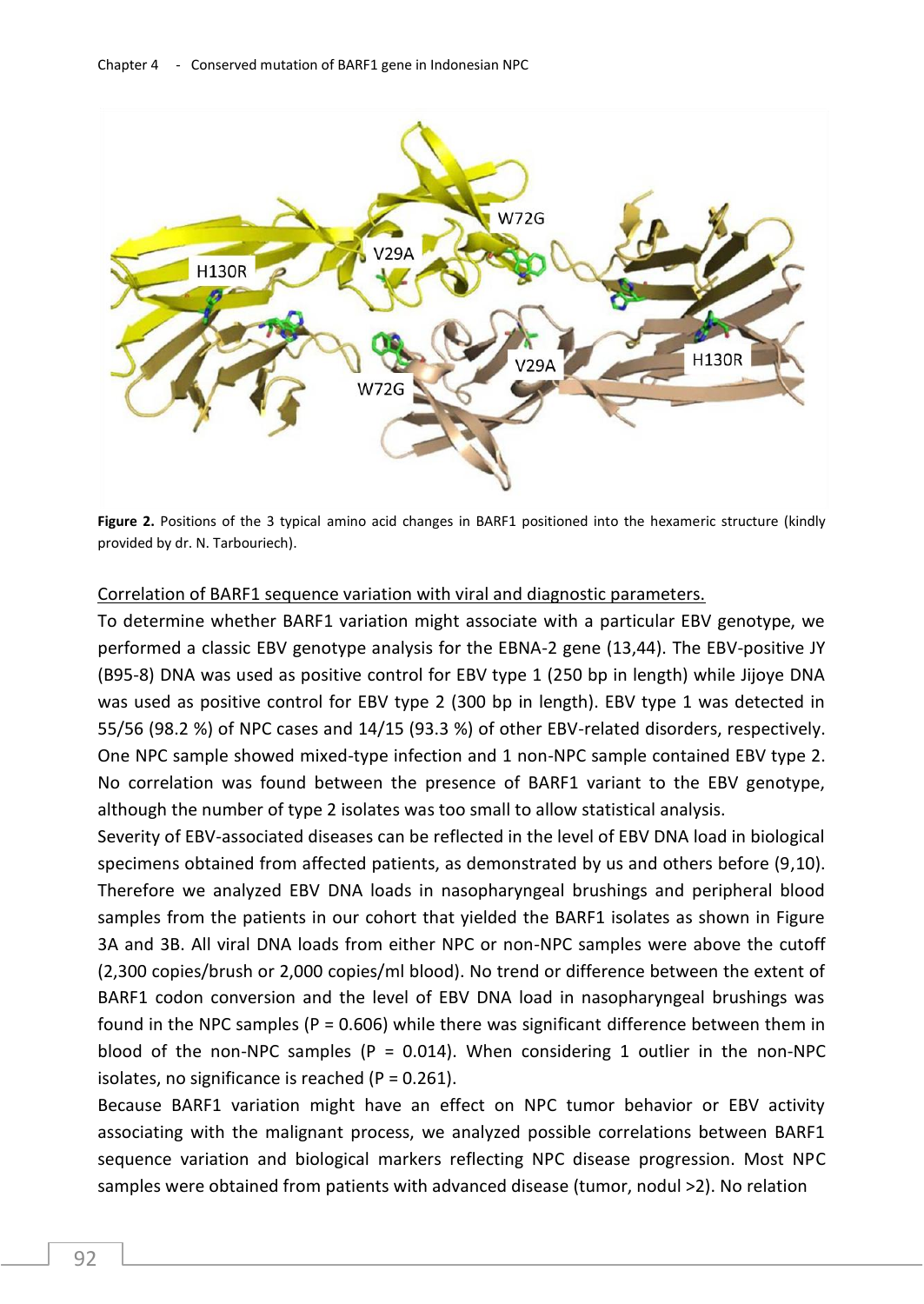**Figure 2.** Positions of the 3 typical amino acid changes in BARF1 positioned into the hexameric structure (kindly provided by dr. N. Tarbouriech).

Correlation of BARF1 sequence variation with viral and diagnostic parameters.

To determine whether BARF1 variation might associate with a particular EBV genotype, we performed a classic EBV genotype analysis for the EBNA-2 gene (13,44). The EBV-positive JY (B95-8) DNA was used as positive control for EBV type 1 (250 bp in length) while Jijoye DNA was used as positive control for EBV type 2 (300 bp in length). EBV type 1 was detected in 55/56 (98.2 %) of NPC cases and 14/15 (93.3 %) of other EBV-related disorders, respectively. One NPC sample showed mixed-type infection and 1 non-NPC sample contained EBV type 2. No correlation was found between the presence of BARF1 variant to the EBV genotype, although the number of type 2 isolates was too small to allow statistical analysis.

Severity of EBV-associated diseases can be reflected in the level of EBV DNA load in biological specimens obtained from affected patients, as demonstrated by us and others before (9,10). Therefore we analyzed EBV DNA loads in nasopharyngeal brushings and peripheral blood samples from the patients in our cohort that yielded the BARF1 isolates as shown in Figure 3A and 3B. All viral DNA loads from either NPC or non-NPC samples were above the cutoff (2,300 copies/brush or 2,000 copies/ml blood). No trend or difference between the extent of BARF1 codon conversion and the level of EBV DNA load in nasopharyngeal brushings was found in the NPC samples ($P = 0.606$) while there was significant difference between them in blood of the non-NPC samples ($P = 0.014$). When considering 1 outlier in the non-NPC isolates, no significance is reached ($P = 0.261$).

Because BARF1 variation might have an effect on NPC tumor behavior or EBV activity associating with the malignant process, we analyzed possible correlations between BARF1 sequence variation and biological markers reflecting NPC disease progression. Most NPC samples were obtained from patients with advanced disease (tumor, nodul >2). No relation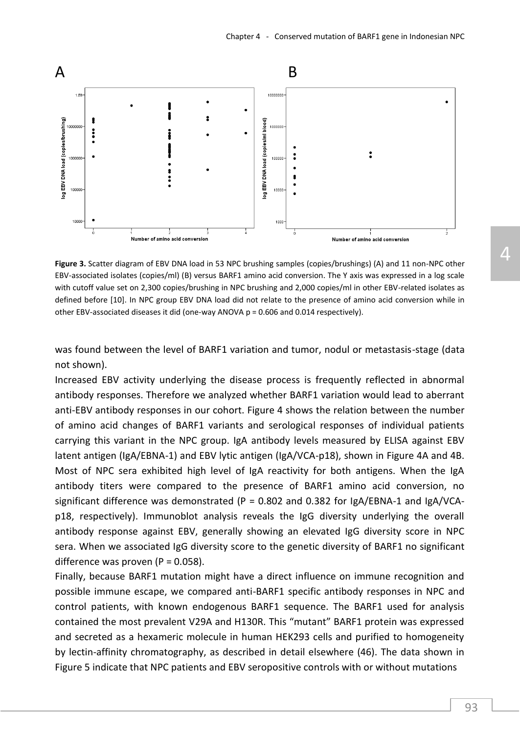A B

Figure 3. Scatter diagram of EBV DNA load in 53 NPC brushing samples (copies/brushings) (A) and 11 non-NPC other EBV-associated isolates (copies/ml) (B) versus BARF1 amino acid conversion. The Y axis was expressed in a log scale with cutoff value set on 2,300 copies/brushing in NPC brushing and 2,000 copies/ml in other EBV-related isolates as defined before [10]. In NPC group EBV DNA load did not relate to the presence of amino acid conversion while in other EBV-associated diseases it did (one-way ANOVA p = 0.606 and 0.014 respectively).

was found between the level of BARF1 variation and tumor, nodul or metastasis-stage (data not shown).

Increased EBV activity underlying the disease process is frequently reflected in abnormal antibody responses. Therefore we analyzed whether BARF1 variation would lead to aberrant anti-EBV antibody responses in our cohort. Figure 4 shows the relation between the number of amino acid changes of BARF1 variants and serological responses of individual patients carrying this variant in the NPC group. IgA antibody levels measured by ELISA against EBV latent antigen (IgA/EBNA-1) and EBV lytic antigen (IgA/VCA-p18), shown in Figure 4A and 4B. Most of NPC sera exhibited high level of IgA reactivity for both antigens. When the IgA antibody titers were compared to the presence of BARF1 amino acid conversion, no significant difference was demonstrated (P = 0.802 and 0.382 for IgA/EBNA-1 and IgA/VCA-p18, respectively). Immunoblot analysis reveals the IgG diversity underlying the overall antibody response against EBV, generally showing an elevated IgG diversity score in NPC sera. When we associated IgG diversity score to the genetic diversity of BARF1 no significant difference was proven (P = 0.058).

Finally, because BARF1 mutation might have a direct influence on immune recognition and possible immune escape, we compared anti-BARF1 specific antibody responses in NPC and control patients, with known endogenous BARF1 sequence. The BARF1 used for analysis contained the most prevalent V29A and H130R. This "mutant" BARF1 protein was expressed and secreted as a hexameric molecule in human HEK293 cells and purified to homogeneity by lectin-affinity chromatography, as described in detail elsewhere (46). The data shown in Figure 5 indicate that NPC patients and EBV seropositive controls with or without mutations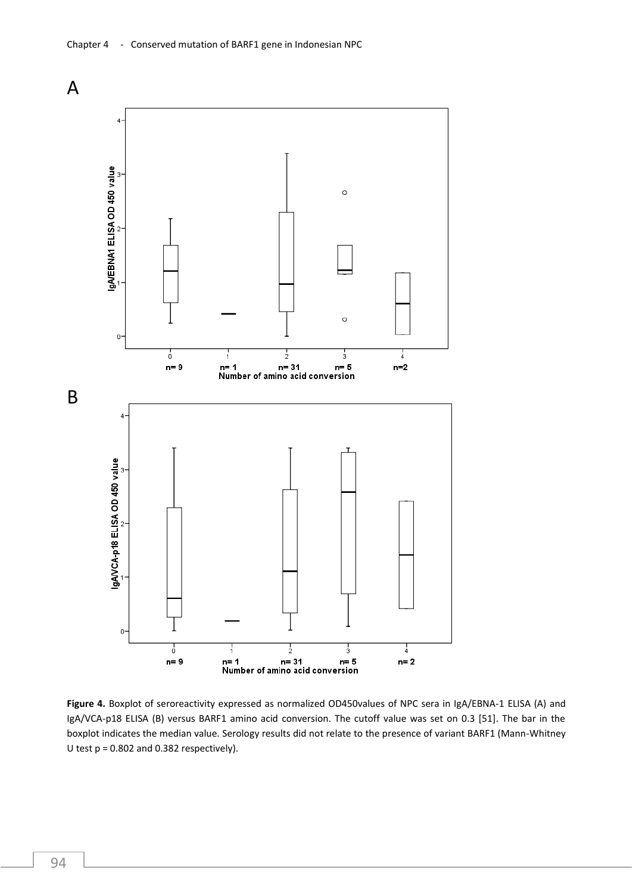A

B

**Figure 4.** Boxplot of seroreactivity expressed as normalized OD450values of NPC sera in IgA/EBNA-1 ELISA (A) and IgA/VCA-p18 ELISA (B) versus BARF1 amino acid conversion. The cutoff value was set on 0.3 [51]. The bar in the boxplot indicates the median value. Serology results did not relate to the presence of variant BARF1 (Mann-Whitney U test p = 0.802 and 0.382 respectively).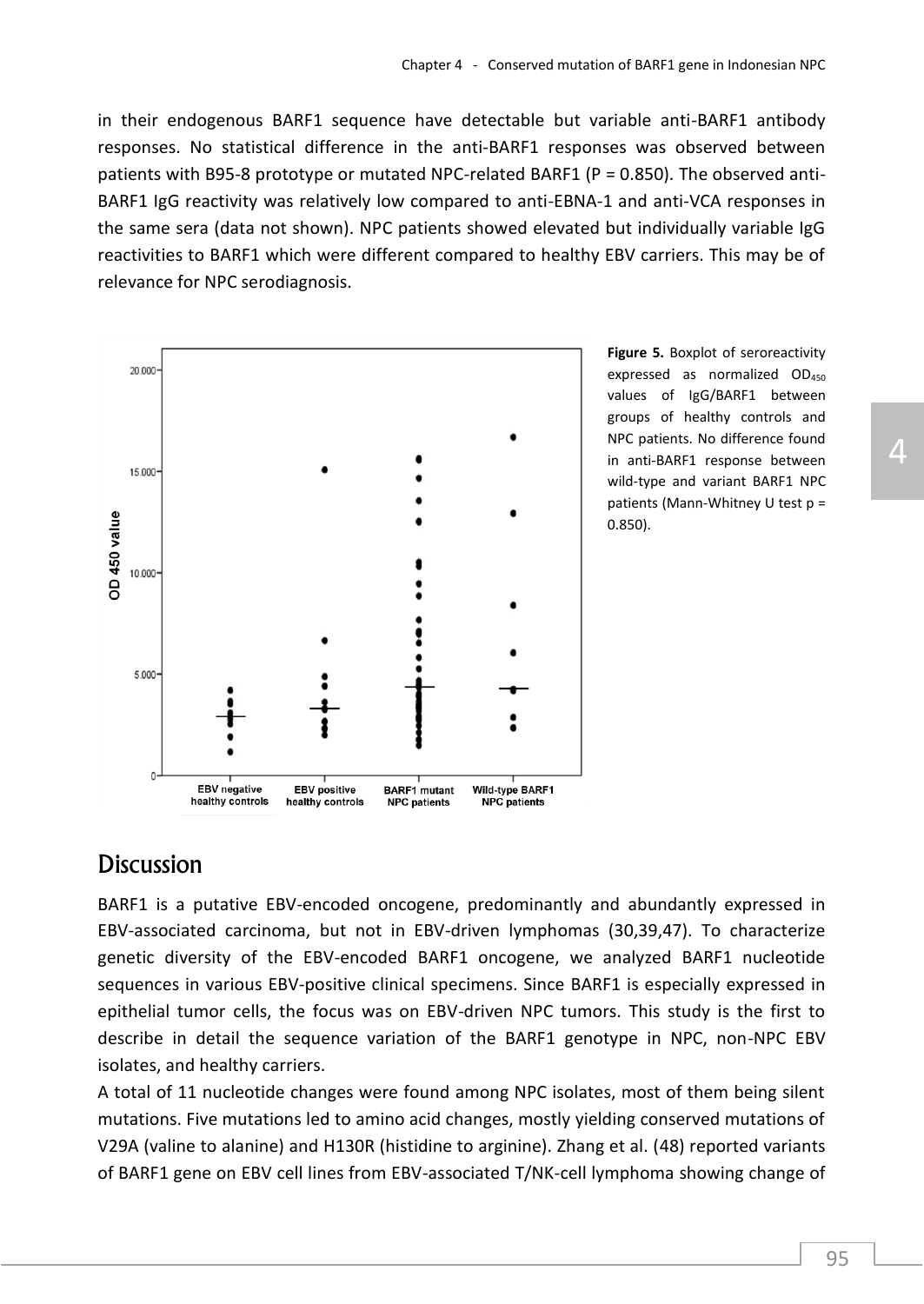in their endogenous BARF1 sequence have detectable but variable anti-BARF1 antibody responses. No statistical difference in the anti-BARF1 responses was observed between patients with B95-8 prototype or mutated NPC-related BARF1 (P = 0.850). The observed anti-BARF1 IgG reactivity was relatively low compared to anti-EBNA-1 and anti-VCA responses in the same sera (data not shown). NPC patients showed elevated but individually variable IgG reactivities to BARF1 which were different compared to healthy EBV carriers. This may be of relevance for NPC serodiagnosis.

**Figure 5.** Boxplot of seroreactivity expressed as normalized $OD_{450}$ values of IgG/BARF1 between groups of healthy controls and NPC patients. No difference found in anti-BARF1 response between wild-type and variant BARF1 NPC patients (Mann-Whitney U test p = 0.850).

## Discussion

BARF1 is a putative EBV-encoded oncogene, predominantly and abundantly expressed in EBV-associated carcinoma, but not in EBV-driven lymphomas (30,39,47). To characterize genetic diversity of the EBV-encoded BARF1 oncogene, we analyzed BARF1 nucleotide sequences in various EBV-positive clinical specimens. Since BARF1 is especially expressed in epithelial tumor cells, the focus was on EBV-driven NPC tumors. This study is the first to describe in detail the sequence variation of the BARF1 genotype in NPC, non-NPC EBV isolates, and healthy carriers.

A total of 11 nucleotide changes were found among NPC isolates, most of them being silent mutations. Five mutations led to amino acid changes, mostly yielding conserved mutations of V29A (valine to alanine) and H130R (histidine to arginine). Zhang et al. (48) reported variants of BARF1 gene on EBV cell lines from EBV-associated T/NK-cell lymphoma showing change of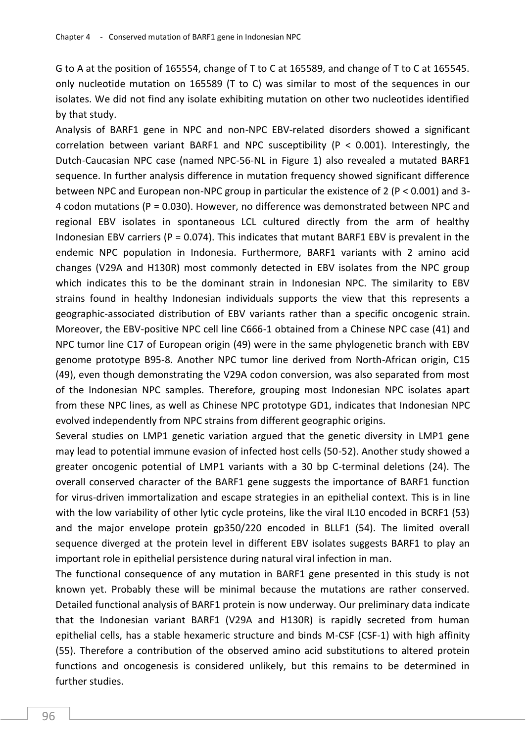G to A at the position of 165554, change of T to C at 165589, and change of T to C at 165545. only nucleotide mutation on 165589 (T to C) was similar to most of the sequences in our isolates. We did not find any isolate exhibiting mutation on other two nucleotides identified by that study.

Analysis of BARF1 gene in NPC and non-NPC EBV-related disorders showed a significant correlation between variant BARF1 and NPC susceptibility ($P < 0.001$). Interestingly, the Dutch-Caucasian NPC case (named NPC-56-NL in Figure 1) also revealed a mutated BARF1 sequence. In further analysis difference in mutation frequency showed significant difference between NPC and European non-NPC group in particular the existence of 2 ($P < 0.001$) and 3-4 codon mutations ($P = 0.030$). However, no difference was demonstrated between NPC and regional EBV isolates in spontaneous LCL cultured directly from the arm of healthy Indonesian EBV carriers ($P = 0.074$). This indicates that mutant BARF1 EBV is prevalent in the endemic NPC population in Indonesia. Furthermore, BARF1 variants with 2 amino acid changes (V29A and H130R) most commonly detected in EBV isolates from the NPC group which indicates this to be the dominant strain in Indonesian NPC. The similarity to EBV strains found in healthy Indonesian individuals supports the view that this represents a geographic-associated distribution of EBV variants rather than a specific oncogenic strain. Moreover, the EBV-positive NPC cell line C666-1 obtained from a Chinese NPC case (41) and NPC tumor line C17 of European origin (49) were in the same phylogenetic branch with EBV genome prototype B95-8. Another NPC tumor line derived from North-African origin, C15 (49), even though demonstrating the V29A codon conversion, was also separated from most of the Indonesian NPC samples. Therefore, grouping most Indonesian NPC isolates apart from these NPC lines, as well as Chinese NPC prototype GD1, indicates that Indonesian NPC evolved independently from NPC strains from different geographic origins.

Several studies on LMP1 genetic variation argued that the genetic diversity in LMP1 gene may lead to potential immune evasion of infected host cells (50-52). Another study showed a greater oncogenic potential of LMP1 variants with a 30 bp C-terminal deletions (24). The overall conserved character of the BARF1 gene suggests the importance of BARF1 function for virus-driven immortalization and escape strategies in an epithelial context. This is in line with the low variability of other lytic cycle proteins, like the viral IL10 encoded in BCRF1 (53) and the major envelope protein gp350/220 encoded in BLLF1 (54). The limited overall sequence diverged at the protein level in different EBV isolates suggests BARF1 to play an important role in epithelial persistence during natural viral infection in man.

The functional consequence of any mutation in BARF1 gene presented in this study is not known yet. Probably these will be minimal because the mutations are rather conserved. Detailed functional analysis of BARF1 protein is now underway. Our preliminary data indicate that the Indonesian variant BARF1 (V29A and H130R) is rapidly secreted from human epithelial cells, has a stable hexameric structure and binds M-CSF (CSF-1) with high affinity (55). Therefore a contribution of the observed amino acid substitutions to altered protein functions and oncogenesis is considered unlikely, but this remains to be determined in further studies.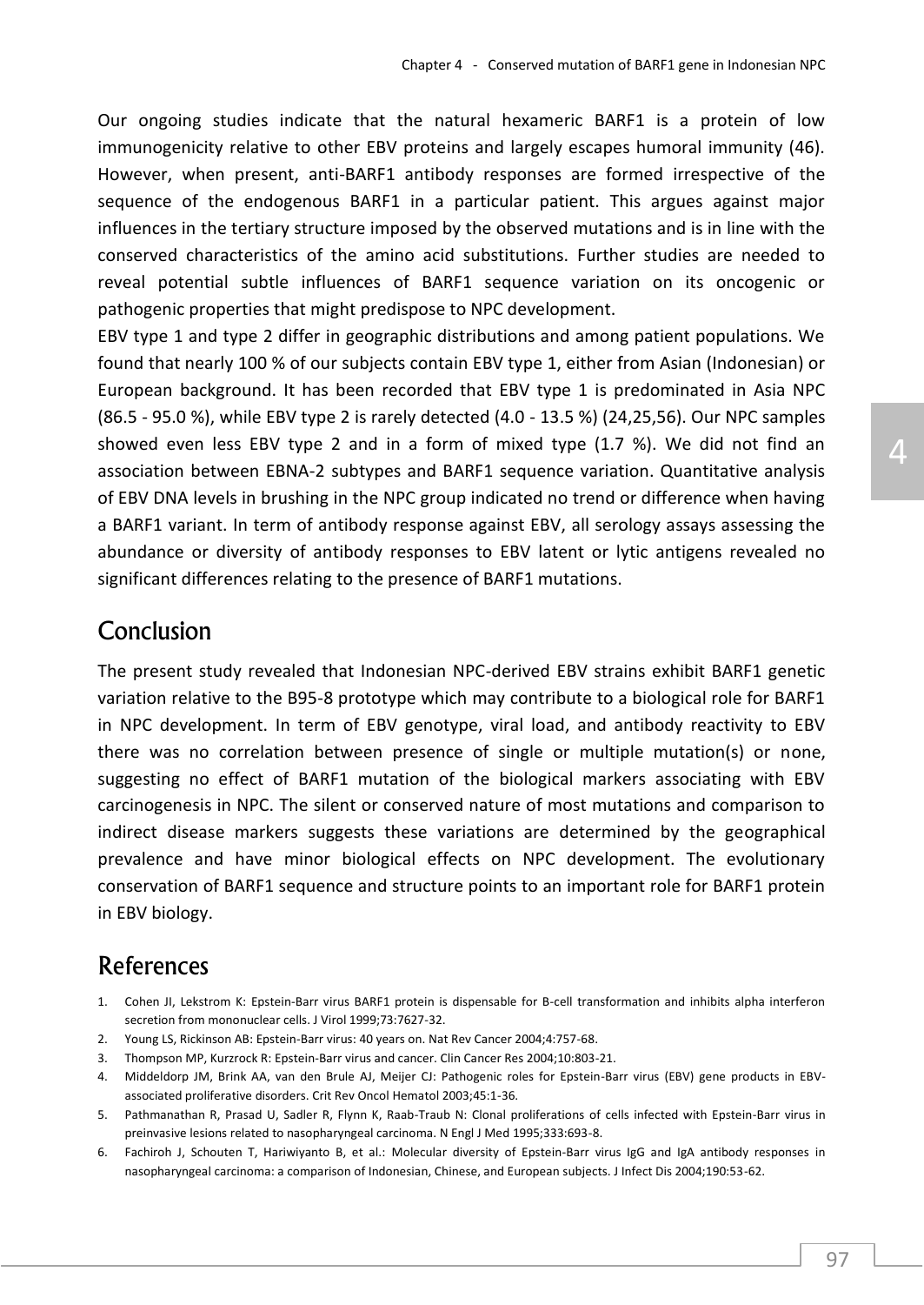Our ongoing studies indicate that the natural hexameric BARF1 is a protein of low immunogenicity relative to other EBV proteins and largely escapes humoral immunity (46). However, when present, anti-BARF1 antibody responses are formed irrespective of the sequence of the endogenous BARF1 in a particular patient. This argues against major influences in the tertiary structure imposed by the observed mutations and is in line with the conserved characteristics of the amino acid substitutions. Further studies are needed to reveal potential subtle influences of BARF1 sequence variation on its oncogenic or pathogenic properties that might predispose to NPC development.

EBV type 1 and type 2 differ in geographic distributions and among patient populations. We found that nearly 100 % of our subjects contain EBV type 1, either from Asian (Indonesian) or European background. It has been recorded that EBV type 1 is predominated in Asia NPC (86.5 - 95.0 %), while EBV type 2 is rarely detected (4.0 - 13.5 %) (24,25,56). Our NPC samples showed even less EBV type 2 and in a form of mixed type (1.7 %). We did not find an association between EBNA-2 subtypes and BARF1 sequence variation. Quantitative analysis of EBV DNA levels in brushing in the NPC group indicated no trend or difference when having a BARF1 variant. In term of antibody response against EBV, all serology assays assessing the abundance or diversity of antibody responses to EBV latent or lytic antigens revealed no significant differences relating to the presence of BARF1 mutations.

## Conclusion

The present study revealed that Indonesian NPC-derived EBV strains exhibit BARF1 genetic variation relative to the B95-8 prototype which may contribute to a biological role for BARF1 in NPC development. In term of EBV genotype, viral load, and antibody reactivity to EBV there was no correlation between presence of single or multiple mutation(s) or none, suggesting no effect of BARF1 mutation of the biological markers associating with EBV carcinogenesis in NPC. The silent or conserved nature of most mutations and comparison to indirect disease markers suggests these variations are determined by the geographical prevalence and have minor biological effects on NPC development. The evolutionary conservation of BARF1 sequence and structure points to an important role for BARF1 protein in EBV biology.

## References

1. Cohen JI, Lekstrom K: Epstein-Barr virus BARF1 protein is dispensable for B-cell transformation and inhibits alpha interferon secretion from mononuclear cells. J Virol 1999;73:7627-32.
2. Young LS, Rickinson AB: Epstein-Barr virus: 40 years on. Nat Rev Cancer 2004;4:757-68.
3. Thompson MP, Kurzrock R: Epstein-Barr virus and cancer. Clin Cancer Res 2004;10:803-21.
4. Middeldorp JM, Brink AA, van den Brule AJ, Meijer CJ: Pathogenic roles for Epstein-Barr virus (EBV) gene products in EBV-associated proliferative disorders. Crit Rev Oncol Hematol 2003;45:1-36.
5. Pathmanathan R, Prasad U, Sadler R, Flynn K, Raab-Traub N: Clonal proliferations of cells infected with Epstein-Barr virus in preinvasive lesions related to nasopharyngeal carcinoma. N Engl J Med 1995;333:693-8.
6. Fachiroh J, Schouten T, Hariwiyanto B, et al.: Molecular diversity of Epstein-Barr virus IgG and IgA antibody responses in nasopharyngeal carcinoma: a comparison of Indonesian, Chinese, and European subjects. J Infect Dis 2004;190:53-62.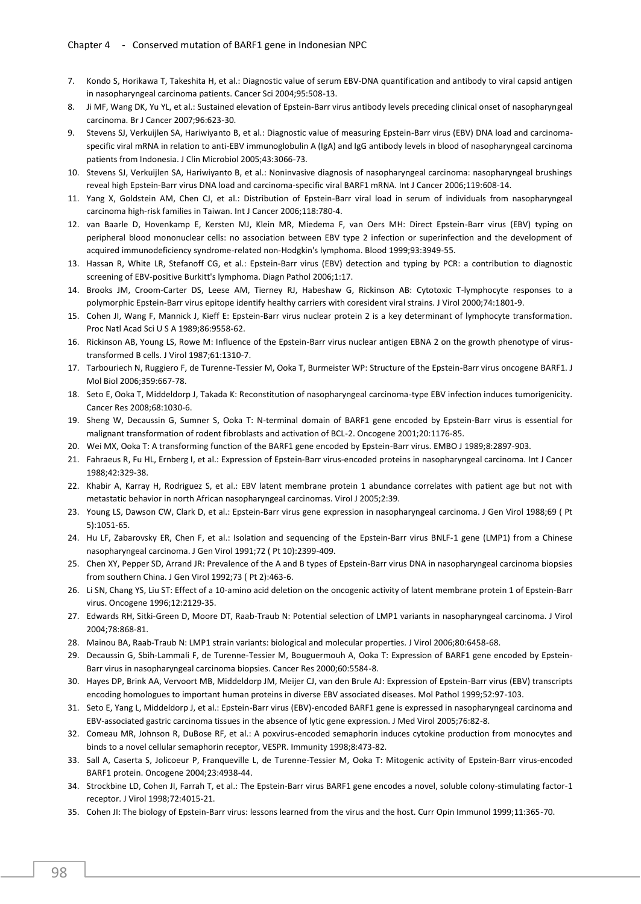7. Kondo S, Horikawa T, Takeshita H, et al.: Diagnostic value of serum EBV-DNA quantification and antibody to viral capsid antigen in nasopharyngeal carcinoma patients. Cancer Sci 2004;95:508-13.
8. Ji MF, Wang DK, Yu YL, et al.: Sustained elevation of Epstein-Barr virus antibody levels preceding clinical onset of nasopharyngeal carcinoma. Br J Cancer 2007;96:623-30.
9. Stevens SJ, Verkuijlen SA, Hariwiyanto B, et al.: Diagnostic value of measuring Epstein-Barr virus (EBV) DNA load and carcinoma-specific viral mRNA in relation to anti-EBV immunoglobulin A (IgA) and IgG antibody levels in blood of nasopharyngeal carcinoma patients from Indonesia. J Clin Microbiol 2005;43:3066-73.
10. Stevens SJ, Verkuijlen SA, Hariwiyanto B, et al.: Noninvasive diagnosis of nasopharyngeal carcinoma: nasopharyngeal brushings reveal high Epstein-Barr virus DNA load and carcinoma-specific viral BARF1 mRNA. Int J Cancer 2006;119:608-14.
11. Yang X, Goldstein AM, Chen CJ, et al.: Distribution of Epstein-Barr viral load in serum of individuals from nasopharyngeal carcinoma high-risk families in Taiwan. Int J Cancer 2006;118:780-4.
12. van Baarle D, Hovenkamp E, Kersten MJ, Klein MR, Miedema F, van Oers MH: Direct Epstein-Barr virus (EBV) typing on peripheral blood mononuclear cells: no association between EBV type 2 infection or superinfection and the development of acquired immunodeficiency syndrome-related non-Hodgkin's lymphoma. Blood 1999;93:3949-55.
13. Hassan R, White LR, Stefanoff CG, et al.: Epstein-Barr virus (EBV) detection and typing by PCR: a contribution to diagnostic screening of EBV-positive Burkitt's lymphoma. Diagn Pathol 2006;1:17.
14. Brooks JM, Croom-Carter DS, Leese AM, Tierney RJ, Habeshaw G, Rickinson AB: Cytotoxic T-lymphocyte responses to a polymorphic Epstein-Barr virus epitope identify healthy carriers with coresident viral strains. J Virol 2000;74:1801-9.
15. Cohen JI, Wang F, Mannick J, Kieff E: Epstein-Barr virus nuclear protein 2 is a key determinant of lymphocyte transformation. Proc Natl Acad Sci U S A 1989;86:9558-62.
16. Rickinson AB, Young LS, Rowe M: Influence of the Epstein-Barr virus nuclear antigen EBNA 2 on the growth phenotype of virus-transformed B cells. J Virol 1987;61:1310-7.
17. Tarbouriech N, Ruggiero F, de Turenne-Tessier M, Ooka T, Burmeister WP: Structure of the Epstein-Barr virus oncogene BARF1. J Mol Biol 2006;359:667-78.
18. Seto E, Ooka T, Middeldorp J, Takada K: Reconstitution of nasopharyngeal carcinoma-type EBV infection induces tumorigenicity. Cancer Res 2008;68:1030-6.
19. Sheng W, Decaussin G, Sumner S, Ooka T: N-terminal domain of BARF1 gene encoded by Epstein-Barr virus is essential for malignant transformation of rodent fibroblasts and activation of BCL-2. Oncogene 2001;20:1176-85.
20. Wei MX, Ooka T: A transforming function of the BARF1 gene encoded by Epstein-Barr virus. EMBO J 1989;8:2897-903.
21. Fahraeus R, Fu HL, Ernberg I, et al.: Expression of Epstein-Barr virus-encoded proteins in nasopharyngeal carcinoma. Int J Cancer 1988;42:329-38.
22. Khabir A, Karray H, Rodriguez S, et al.: EBV latent membrane protein 1 abundance correlates with patient age but not with metastatic behavior in north African nasopharyngeal carcinomas. Virol J 2005;2:39.
23. Young LS, Dawson CW, Clark D, et al.: Epstein-Barr virus gene expression in nasopharyngeal carcinoma. J Gen Virol 1988;69 ( Pt 5):1051-65.
24. Hu LF, Zabarovsky ER, Chen F, et al.: Isolation and sequencing of the Epstein-Barr virus BNLF-1 gene (LMP1) from a Chinese nasopharyngeal carcinoma. J Gen Virol 1991;72 ( Pt 10):2399-409.
25. Chen XY, Pepper SD, Arrand JR: Prevalence of the A and B types of Epstein-Barr virus DNA in nasopharyngeal carcinoma biopsies from southern China. J Gen Virol 1992;73 ( Pt 2):463-6.
26. Li SN, Chang YS, Liu ST: Effect of a 10-amino acid deletion on the oncogenic activity of latent membrane protein 1 of Epstein-Barr virus. Oncogene 1996;12:2129-35.
27. Edwards RH, Sitki-Green D, Moore DT, Raab-Traub N: Potential selection of LMP1 variants in nasopharyngeal carcinoma. J Virol 2004;78:868-81.
28. Mainou BA, Raab-Traub N: LMP1 strain variants: biological and molecular properties. J Virol 2006;80:6458-68.
29. Decaussin G, Sbih-Lammali F, de Turenne-Tessier M, Bouguermouh A, Ooka T: Expression of BARF1 gene encoded by Epstein-Barr virus in nasopharyngeal carcinoma biopsies. Cancer Res 2000;60:5584-8.
30. Hayes DP, Brink AA, Vervoort MB, Middeldorp JM, Meijer CJ, van den Brule AJ: Expression of Epstein-Barr virus (EBV) transcripts encoding homologues to important human proteins in diverse EBV associated diseases. Mol Pathol 1999;52:97-103.
31. Seto E, Yang L, Middeldorp J, et al.: Epstein-Barr virus (EBV)-encoded BARF1 gene is expressed in nasopharyngeal carcinoma and EBV-associated gastric carcinoma tissues in the absence of lytic gene expression. J Med Virol 2005;76:82-8.
32. Comeau MR, Johnson R, DuBose RF, et al.: A poxvirus-encoded semaphorin induces cytokine production from monocytes and binds to a novel cellular semaphorin receptor, VESPR. Immunity 1998;8:473-82.
33. Sall A, Caserta S, Jolicoeur P, Franqueville L, de Turenne-Tessier M, Ooka T: Mitogenic activity of Epstein-Barr virus-encoded BARF1 protein. Oncogene 2004;23:4938-44.
34. Strockbine LD, Cohen JI, Farrah T, et al.: The Epstein-Barr virus BARF1 gene encodes a novel, soluble colony-stimulating factor-1 receptor. J Virol 1998;72:4015-21.
35. Cohen JI: The biology of Epstein-Barr virus: lessons learned from the virus and the host. Curr Opin Immunol 1999;11:365-70.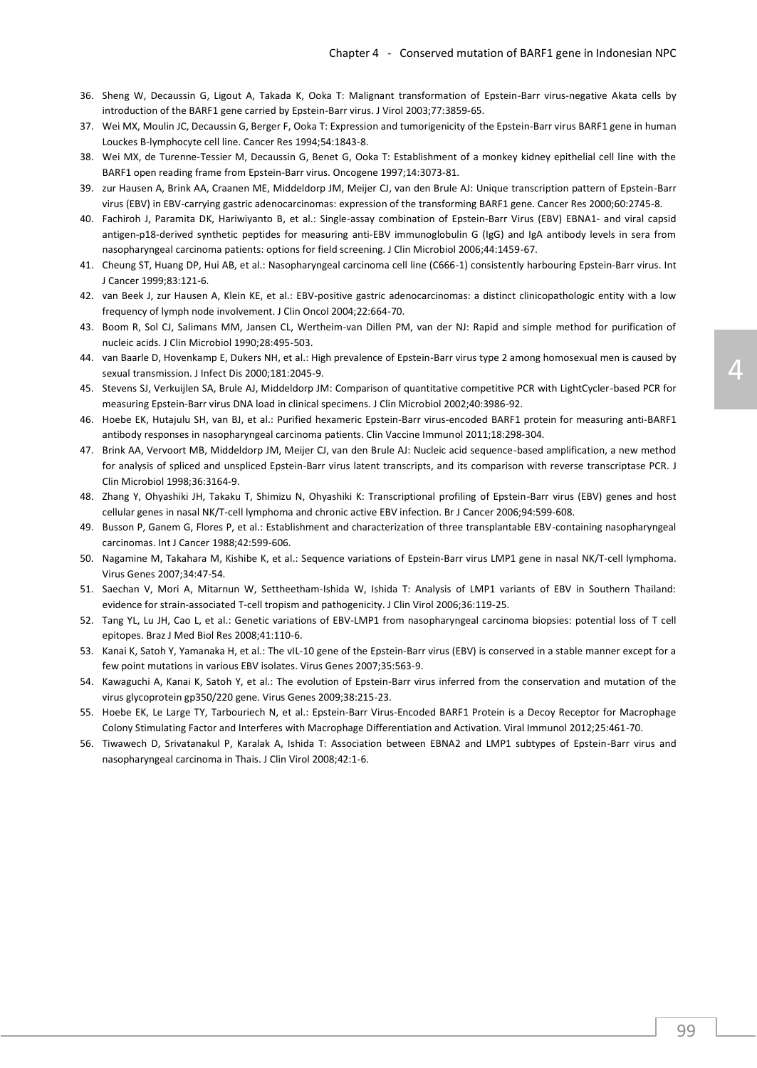36. Sheng W, Decaussin G, Ligout A, Takada K, Ooka T: Malignant transformation of Epstein-Barr virus-negative Akata cells by introduction of the BARF1 gene carried by Epstein-Barr virus. J Virol 2003;77:3859-65.
37. Wei MX, Moulin JC, Decaussin G, Berger F, Ooka T: Expression and tumorigenicity of the Epstein-Barr virus BARF1 gene in human Louckes B-lymphocyte cell line. Cancer Res 1994;54:1843-8.
38. Wei MX, de Turenne-Tessier M, Decaussin G, Benet G, Ooka T: Establishment of a monkey kidney epithelial cell line with the BARF1 open reading frame from Epstein-Barr virus. Oncogene 1997;14:3073-81.
39. zur Hausen A, Brink AA, Craanen ME, Middeldorp JM, Meijer CJ, van den Brule AJ: Unique transcription pattern of Epstein-Barr virus (EBV) in EBV-carrying gastric adenocarcinomas: expression of the transforming BARF1 gene. Cancer Res 2000;60:2745-8.
40. Fachiroh J, Paramita DK, Hariwiyanto B, et al.: Single-assay combination of Epstein-Barr Virus (EBV) EBNA1- and viral capsid antigen-p18-derived synthetic peptides for measuring anti-EBV immunoglobulin G (IgG) and IgA antibody levels in sera from nasopharyngeal carcinoma patients: options for field screening. J Clin Microbiol 2006;44:1459-67.
41. Cheung ST, Huang DP, Hui AB, et al.: Nasopharyngeal carcinoma cell line (C666-1) consistently harbouring Epstein-Barr virus. Int J Cancer 1999;83:121-6.
42. van Beek J, zur Hausen A, Klein KE, et al.: EBV-positive gastric adenocarcinomas: a distinct clinicopathologic entity with a low frequency of lymph node involvement. J Clin Oncol 2004;22:664-70.
43. Boom R, Sol CJ, Salimans MM, Jansen CL, Wertheim-van Dillen PM, van der NJ: Rapid and simple method for purification of nucleic acids. J Clin Microbiol 1990;28:495-503.
44. van Baarle D, Hovenkamp E, Dukers NH, et al.: High prevalence of Epstein-Barr virus type 2 among homosexual men is caused by sexual transmission. J Infect Dis 2000;181:2045-9.
45. Stevens SJ, Verkuijlen SA, Brule AJ, Middeldorp JM: Comparison of quantitative competitive PCR with LightCycler-based PCR for measuring Epstein-Barr virus DNA load in clinical specimens. J Clin Microbiol 2002;40:3986-92.
46. Hoebe EK, Hutajulu SH, van BJ, et al.: Purified hexameric Epstein-Barr virus-encoded BARF1 protein for measuring anti-BARF1 antibody responses in nasopharyngeal carcinoma patients. Clin Vaccine Immunol 2011;18:298-304.
47. Brink AA, Vervoort MB, Middeldorp JM, Meijer CJ, van den Brule AJ: Nucleic acid sequence-based amplification, a new method for analysis of spliced and unspliced Epstein-Barr virus latent transcripts, and its comparison with reverse transcriptase PCR. J Clin Microbiol 1998;36:3164-9.
48. Zhang Y, Ohyashiki JH, Takaku T, Shimizu N, Ohyashiki K: Transcriptional profiling of Epstein-Barr virus (EBV) genes and host cellular genes in nasal NK/T-cell lymphoma and chronic active EBV infection. Br J Cancer 2006;94:599-608.
49. Busson P, Ganem G, Flores P, et al.: Establishment and characterization of three transplantable EBV-containing nasopharyngeal carcinomas. Int J Cancer 1988;42:599-606.
50. Nagamine M, Takahara M, Kishibe K, et al.: Sequence variations of Epstein-Barr virus LMP1 gene in nasal NK/T-cell lymphoma. Virus Genes 2007;34:47-54.
51. Saechan V, Mori A, Mitarnun W, Settheetham-Ishida W, Ishida T: Analysis of LMP1 variants of EBV in Southern Thailand: evidence for strain-associated T-cell tropism and pathogenicity. J Clin Virol 2006;36:119-25.
52. Tang YL, Lu JH, Cao L, et al.: Genetic variations of EBV-LMP1 from nasopharyngeal carcinoma biopsies: potential loss of T cell epitopes. Braz J Med Biol Res 2008;41:110-6.
53. Kanai K, Satoh Y, Yamanaka H, et al.: The vIL-10 gene of the Epstein-Barr virus (EBV) is conserved in a stable manner except for a few point mutations in various EBV isolates. Virus Genes 2007;35:563-9.
54. Kawaguchi A, Kanai K, Satoh Y, et al.: The evolution of Epstein-Barr virus inferred from the conservation and mutation of the virus glycoprotein gp350/220 gene. Virus Genes 2009;38:215-23.
55. Hoebe EK, Le Large TY, Tarbouriech N, et al.: Epstein-Barr Virus-Encoded BARF1 Protein is a Decoy Receptor for Macrophage Colony Stimulating Factor and Interferes with Macrophage Differentiation and Activation. Viral Immunol 2012;25:461-70.
56. Tiwawech D, Srivatanakul P, Karalak A, Ishida T: Association between EBNA2 and LMP1 subtypes of Epstein-Barr virus and nasopharyngeal carcinoma in Thais. J Clin Virol 2008;42:1-6.